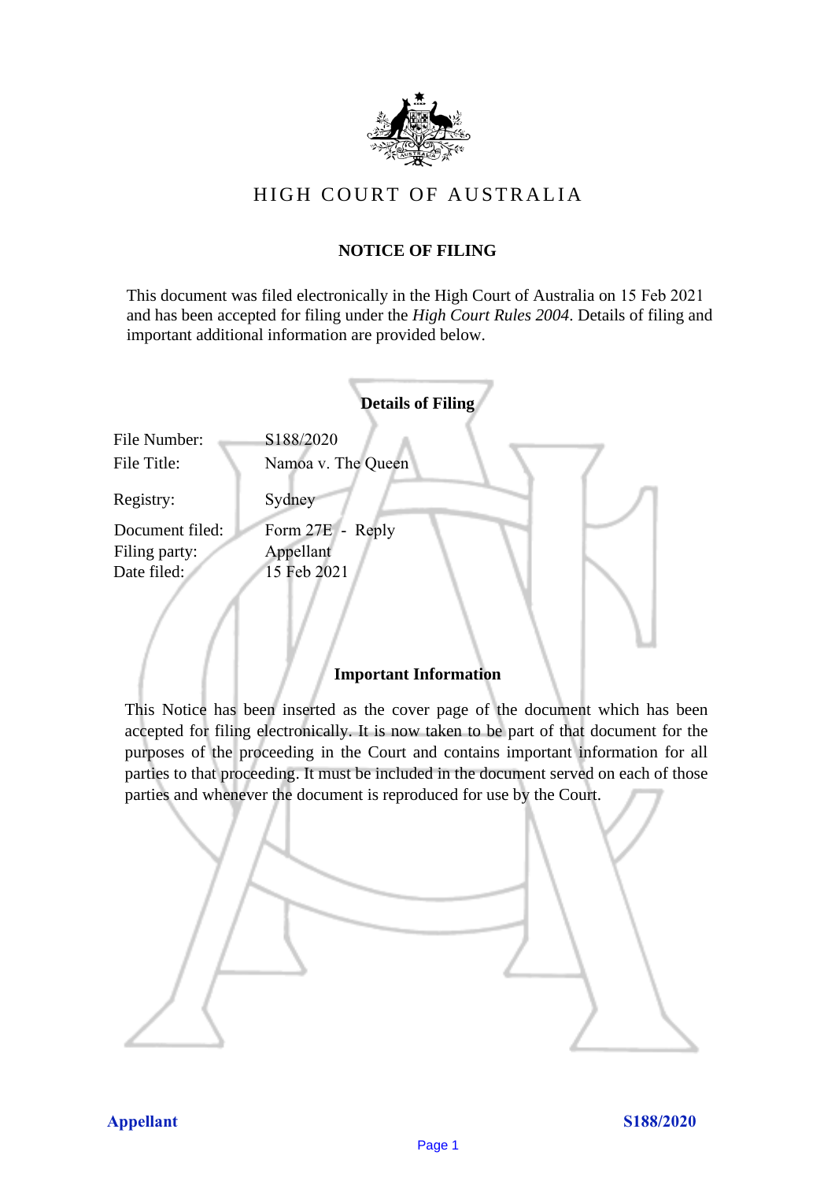# HIGH COURT OF AUSTRALIA

## NOTICE OF FILING

This document was filed electronically in the High Court of Australia on 15 Feb 2021 and has been accepted for filing under the *High Court Rules 2004*. Details of filing and important additional information are provided below.

### Details of Filing

| | |
|---|---|
| File Number: | S188/2020 |
| File Title: | Namoa v. The Queen |
| Registry: | Sydney |
| Document filed: | Form 27E - Reply |
| Filing party: | Appellant |
| Date filed: | 15 Feb 2021 |

### Important Information

This Notice has been inserted as the cover page of the document which has been accepted for filing electronically. It is now taken to be part of that document for the purposes of the proceeding in the Court and contains important information for all parties to that proceeding. It must be included in the document served on each of those parties and whenever the document is reproduced for use by the Court.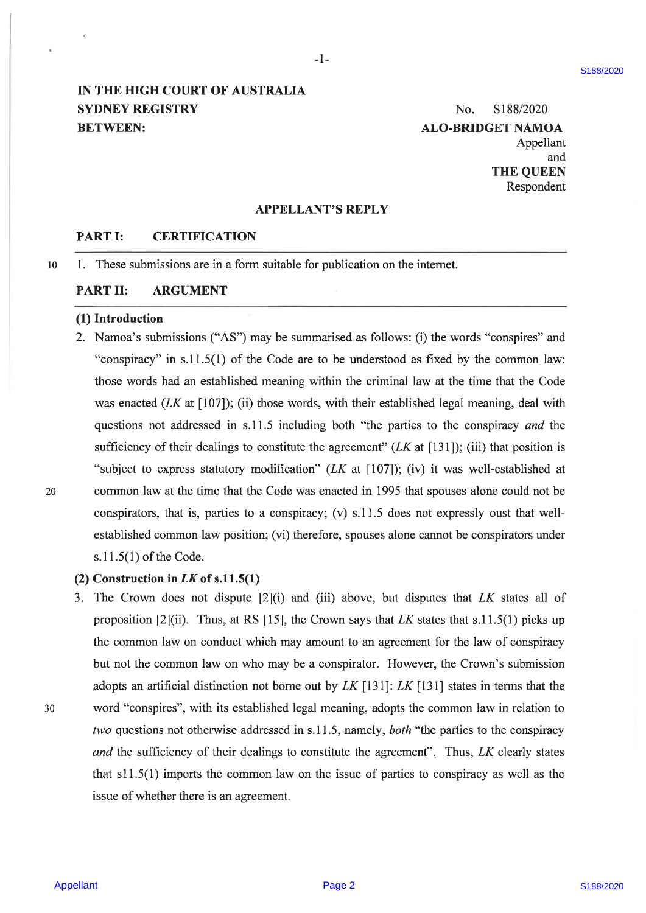IN THE HIGH COURT OF AUSTRALIA
SYDNEY REGISTRY
BETWEEN:

No. S188/2020

**ALO-BRIDGET NAMOA**
Appellant
and
**THE QUEEN**
Respondent

## APPELLANT'S REPLY

### PART I: CERTIFICATION

1. These submissions are in a form suitable for publication on the internet.

### PART II: ARGUMENT

**(1) Introduction**

2. Namoa's submissions ("AS") may be summarised as follows: (i) the words "conspires" and "conspiracy" in s.11.5(1) of the Code are to be understood as fixed by the common law: those words had an established meaning within the criminal law at the time that the Code was enacted (*LK* at [107]); (ii) those words, with their established legal meaning, deal with questions not addressed in s.11.5 including both "the parties to the conspiracy *and* the sufficiency of their dealings to constitute the agreement" (*LK* at [131]); (iii) that position is "subject to express statutory modification" (*LK* at [107]); (iv) it was well-established at common law at the time that the Code was enacted in 1995 that spouses alone could not be conspirators, that is, parties to a conspiracy; (v) s.11.5 does not expressly oust that well-established common law position; (vi) therefore, spouses alone cannot be conspirators under s.11.5(1) of the Code.

**(2) Construction in *LK* of s.11.5(1)**

3. The Crown does not dispute [2](i) and (iii) above, but disputes that *LK* states all of proposition [2](ii). Thus, at RS [15], the Crown says that *LK* states that s.11.5(1) picks up the common law on conduct which may amount to an agreement for the law of conspiracy but not the common law on who may be a conspirator. However, the Crown's submission adopts an artificial distinction not borne out by *LK* [131]: *LK* [131] states in terms that the word "conspires", with its established legal meaning, adopts the common law in relation to *two* questions not otherwise addressed in s.11.5, namely, *both* "the parties to the conspiracy *and* the sufficiency of their dealings to constitute the agreement". Thus, *LK* clearly states that s11.5(1) imports the common law on the issue of parties to conspiracy as well as the issue of whether there is an agreement.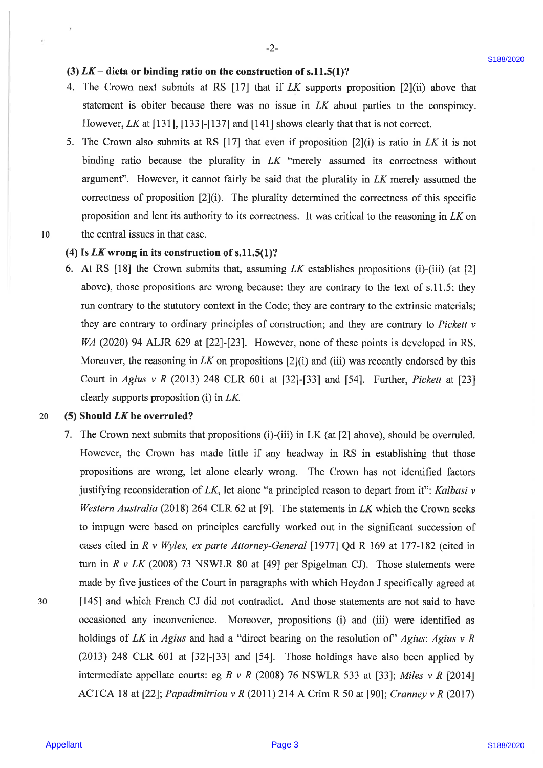### (3) *LK* – dicta or binding ratio on the construction of s.11.5(1)?

4. The Crown next submits at RS [17] that if *LK* supports proposition [2](ii) above that statement is obiter because there was no issue in *LK* about parties to the conspiracy. However, *LK* at [131], [133]-[137] and [141] shows clearly that that is not correct.

5. The Crown also submits at RS [17] that even if proposition [2](i) is ratio in *LK* it is not binding ratio because the plurality in *LK* "merely assumed its correctness without argument". However, it cannot fairly be said that the plurality in *LK* merely assumed the correctness of proposition [2](i). The plurality determined the correctness of this specific proposition and lent its authority to its correctness. It was critical to the reasoning in *LK* on the central issues in that case.

### (4) Is *LK* wrong in its construction of s.11.5(1)?

6. At RS [18] the Crown submits that, assuming *LK* establishes propositions (i)-(iii) (at [2] above), those propositions are wrong because: they are contrary to the text of s.11.5; they run contrary to the statutory context in the Code; they are contrary to the extrinsic materials; they are contrary to ordinary principles of construction; and they are contrary to *Pickett v WA* (2020) 94 ALJR 629 at [22]-[23]. However, none of these points is developed in RS. Moreover, the reasoning in *LK* on propositions [2](i) and (iii) was recently endorsed by this Court in *Agius v R* (2013) 248 CLR 601 at [32]-[33] and [54]. Further, *Pickett* at [23] clearly supports proposition (i) in *LK*.

### (5) Should *LK* be overruled?

7. The Crown next submits that propositions (i)-(iii) in LK (at [2] above), should be overruled. However, the Crown has made little if any headway in RS in establishing that those propositions are wrong, let alone clearly wrong. The Crown has not identified factors justifying reconsideration of *LK*, let alone "a principled reason to depart from it": *Kalbasi v Western Australia* (2018) 264 CLR 62 at [9]. The statements in *LK* which the Crown seeks to impugn were based on principles carefully worked out in the significant succession of cases cited in *R v Wyles, ex parte Attorney-General* [1977] Qd R 169 at 177-182 (cited in turn in *R v LK* (2008) 73 NSWLR 80 at [49] per Spigelman CJ). Those statements were made by five justices of the Court in paragraphs with which Heydon J specifically agreed at [145] and which French CJ did not contradict. And those statements are not said to have occasioned any inconvenience. Moreover, propositions (i) and (iii) were identified as holdings of *LK* in *Agius* and had a "direct bearing on the resolution of" *Agius*: *Agius v R* (2013) 248 CLR 601 at [32]-[33] and [54]. Those holdings have also been applied by intermediate appellate courts: eg *B v R* (2008) 76 NSWLR 533 at [33]; *Miles v R* [2014] ACTCA 18 at [22]; *Papadimitriou v R* (2011) 214 A Crim R 50 at [90]; *Cranney v R* (2017)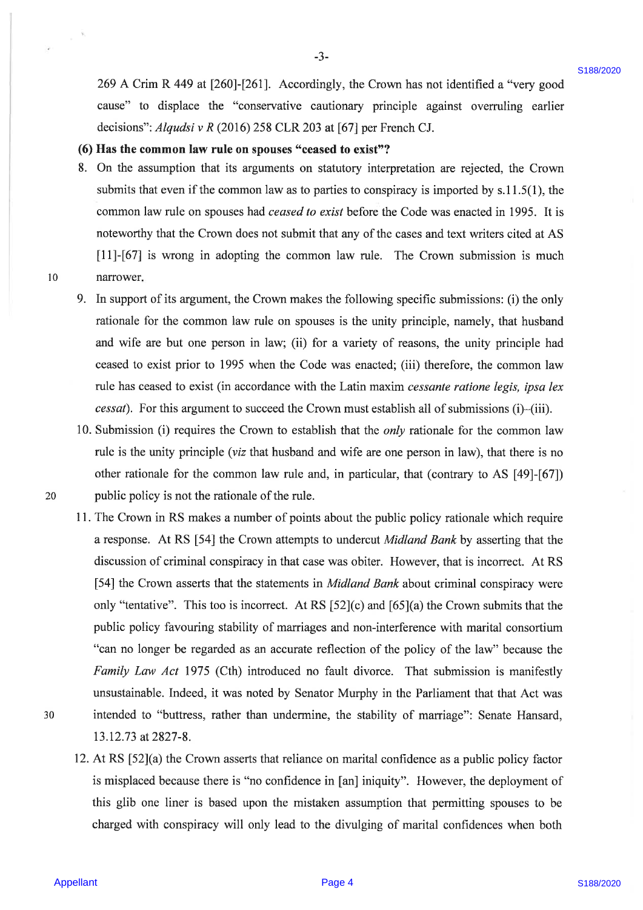269 A Crim R 449 at [260]-[261]. Accordingly, the Crown has not identified a "very good cause" to displace the "conservative cautionary principle against overruling earlier decisions": *Alqudsi v R* (2016) 258 CLR 203 at [67] per French CJ.

**(6) Has the common law rule on spouses "ceased to exist"?**

8. On the assumption that its arguments on statutory interpretation are rejected, the Crown submits that even if the common law as to parties to conspiracy is imported by s.11.5(1), the common law rule on spouses had *ceased to exist* before the Code was enacted in 1995. It is noteworthy that the Crown does not submit that any of the cases and text writers cited at AS [11]-[67] is wrong in adopting the common law rule. The Crown submission is much narrower.

9. In support of its argument, the Crown makes the following specific submissions: (i) the only rationale for the common law rule on spouses is the unity principle, namely, that husband and wife are but one person in law; (ii) for a variety of reasons, the unity principle had ceased to exist prior to 1995 when the Code was enacted; (iii) therefore, the common law rule has ceased to exist (in accordance with the Latin maxim *cessante ratione legis, ipsa lex cessat*). For this argument to succeed the Crown must establish all of submissions (i)–(iii).

10. Submission (i) requires the Crown to establish that the *only* rationale for the common law rule is the unity principle (*viz* that husband and wife are one person in law), that there is no other rationale for the common law rule and, in particular, that (contrary to AS [49]-[67]) public policy is not the rationale of the rule.

11. The Crown in RS makes a number of points about the public policy rationale which require a response. At RS [54] the Crown attempts to undercut *Midland Bank* by asserting that the discussion of criminal conspiracy in that case was obiter. However, that is incorrect. At RS [54] the Crown asserts that the statements in *Midland Bank* about criminal conspiracy were only "tentative". This too is incorrect. At RS [52](c) and [65](a) the Crown submits that the public policy favouring stability of marriages and non-interference with marital consortium "can no longer be regarded as an accurate reflection of the policy of the law" because the *Family Law Act* 1975 (Cth) introduced no fault divorce. That submission is manifestly unsustainable. Indeed, it was noted by Senator Murphy in the Parliament that that Act was intended to "buttress, rather than undermine, the stability of marriage": Senate Hansard, 13.12.73 at 2827-8.

12. At RS [52](a) the Crown asserts that reliance on marital confidence as a public policy factor is misplaced because there is "no confidence in [an] iniquity". However, the deployment of this glib one liner is based upon the mistaken assumption that permitting spouses to be charged with conspiracy will only lead to the divulging of marital confidences when both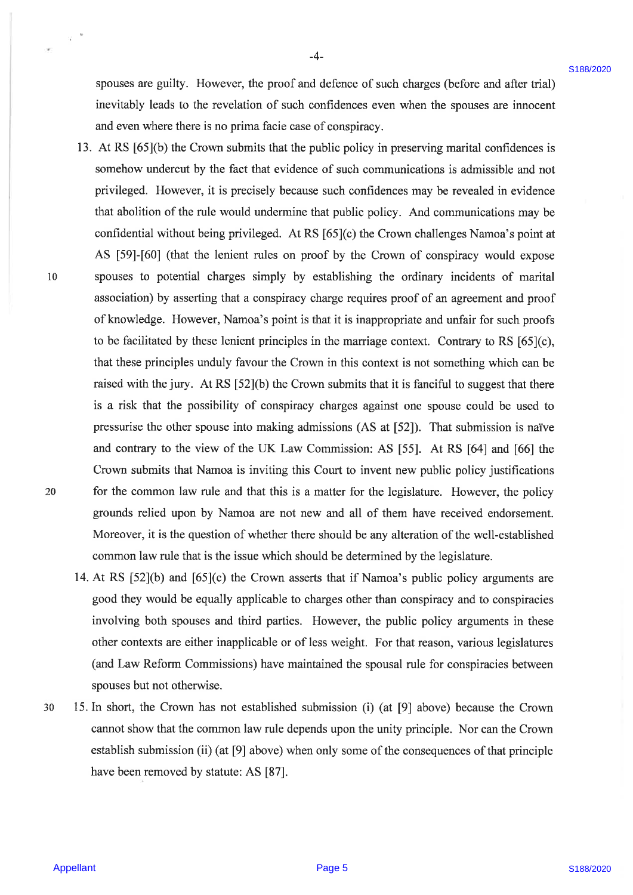spouses are guilty. However, the proof and defence of such charges (before and after trial) inevitably leads to the revelation of such confidences even when the spouses are innocent and even where there is no prima facie case of conspiracy.

13. At RS [65](b) the Crown submits that the public policy in preserving marital confidences is somehow undercut by the fact that evidence of such communications is admissible and not privileged. However, it is precisely because such confidences may be revealed in evidence that abolition of the rule would undermine that public policy. And communications may be confidential without being privileged. At RS [65](c) the Crown challenges Namoa's point at AS [59]-[60] (that the lenient rules on proof by the Crown of conspiracy would expose spouses to potential charges simply by establishing the ordinary incidents of marital association) by asserting that a conspiracy charge requires proof of an agreement and proof of knowledge. However, Namoa's point is that it is inappropriate and unfair for such proofs to be facilitated by these lenient principles in the marriage context. Contrary to RS [65](c), that these principles unduly favour the Crown in this context is not something which can be raised with the jury. At RS [52](b) the Crown submits that it is fanciful to suggest that there is a risk that the possibility of conspiracy charges against one spouse could be used to pressurise the other spouse into making admissions (AS at [52]). That submission is naïve and contrary to the view of the UK Law Commission: AS [55]. At RS [64] and [66] the Crown submits that Namoa is inviting this Court to invent new public policy justifications for the common law rule and that this is a matter for the legislature. However, the policy grounds relied upon by Namoa are not new and all of them have received endorsement. Moreover, it is the question of whether there should be any alteration of the well-established common law rule that is the issue which should be determined by the legislature.

14. At RS [52](b) and [65](c) the Crown asserts that if Namoa's public policy arguments are good they would be equally applicable to charges other than conspiracy and to conspiracies involving both spouses and third parties. However, the public policy arguments in these other contexts are either inapplicable or of less weight. For that reason, various legislatures (and Law Reform Commissions) have maintained the spousal rule for conspiracies between spouses but not otherwise.

15. In short, the Crown has not established submission (i) (at [9] above) because the Crown cannot show that the common law rule depends upon the unity principle. Nor can the Crown establish submission (ii) (at [9] above) when only some of the consequences of that principle have been removed by statute: AS [87].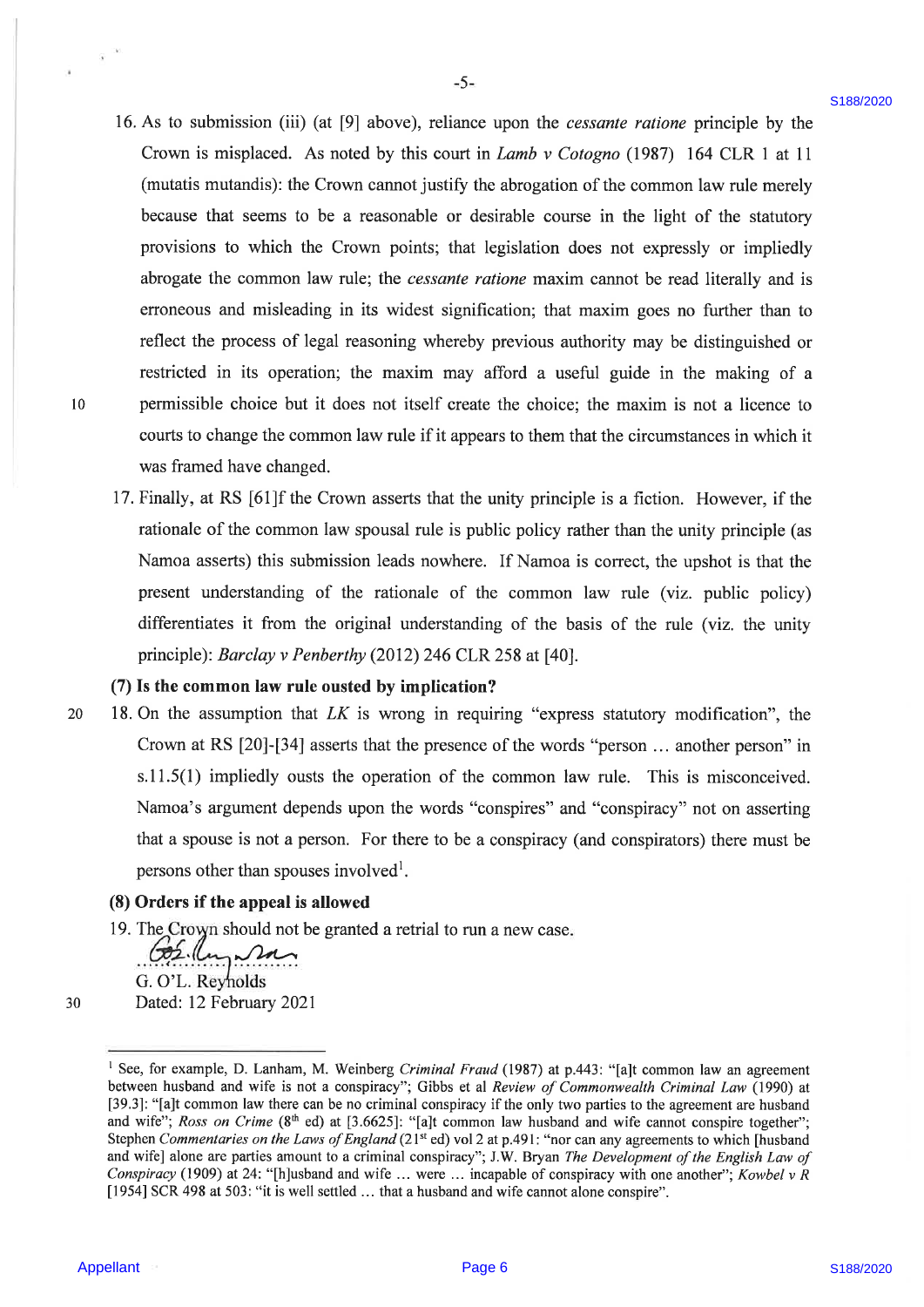16. As to submission (iii) (at [9] above), reliance upon the *cessante ratione* principle by the Crown is misplaced. As noted by this court in *Lamb v Cotogno* (1987) 164 CLR 1 at 11 (mutatis mutandis): the Crown cannot justify the abrogation of the common law rule merely because that seems to be a reasonable or desirable course in the light of the statutory provisions to which the Crown points; that legislation does not expressly or impliedly abrogate the common law rule; the *cessante ratione* maxim cannot be read literally and is erroneous and misleading in its widest signification; that maxim goes no further than to reflect the process of legal reasoning whereby previous authority may be distinguished or restricted in its operation; the maxim may afford a useful guide in the making of a permissible choice but it does not itself create the choice; the maxim is not a licence to courts to change the common law rule if it appears to them that the circumstances in which it was framed have changed.

17. Finally, at RS [61]f the Crown asserts that the unity principle is a fiction. However, if the rationale of the common law spousal rule is public policy rather than the unity principle (as Namoa asserts) this submission leads nowhere. If Namoa is correct, the upshot is that the present understanding of the rationale of the common law rule (viz. public policy) differentiates it from the original understanding of the basis of the rule (viz. the unity principle): *Barclay v Penberthy* (2012) 246 CLR 258 at [40].

**(7) Is the common law rule ousted by implication?**

18. On the assumption that *LK* is wrong in requiring "express statutory modification", the Crown at RS [20]-[34] asserts that the presence of the words "person ... another person" in s.11.5(1) impliedly ousts the operation of the common law rule. This is misconceived. Namoa's argument depends upon the words "conspires" and "conspiracy" not on asserting that a spouse is not a person. For there to be a conspiracy (and conspirators) there must be persons other than spouses involved[1].

**(8) Orders if the appeal is allowed**

19. The Crown should not be granted a retrial to run a new case.

G. O'L. Reynolds

Dated: 12 February 2021

---

[1] See, for example, D. Lanham, M. Weinberg *Criminal Fraud* (1987) at p.443: "[a]t common law an agreement between husband and wife is not a conspiracy"; Gibbs et al *Review of Commonwealth Criminal Law* (1990) at [39.3]: "[a]t common law there can be no criminal conspiracy if the only two parties to the agreement are husband and wife"; *Ross on Crime* (8th ed) at [3.6625]: "[a]t common law husband and wife cannot conspire together"; Stephen *Commentaries on the Laws of England* (21st ed) vol 2 at p.491: "nor can any agreements to which [husband and wife] alone are parties amount to a criminal conspiracy"; J.W. Bryan *The Development of the English Law of Conspiracy* (1909) at 24: "[h]usband and wife ... were ... incapable of conspiracy with one another"; *Kowbel v R* [1954] SCR 498 at 503: "it is well settled ... that a husband and wife cannot alone conspire".